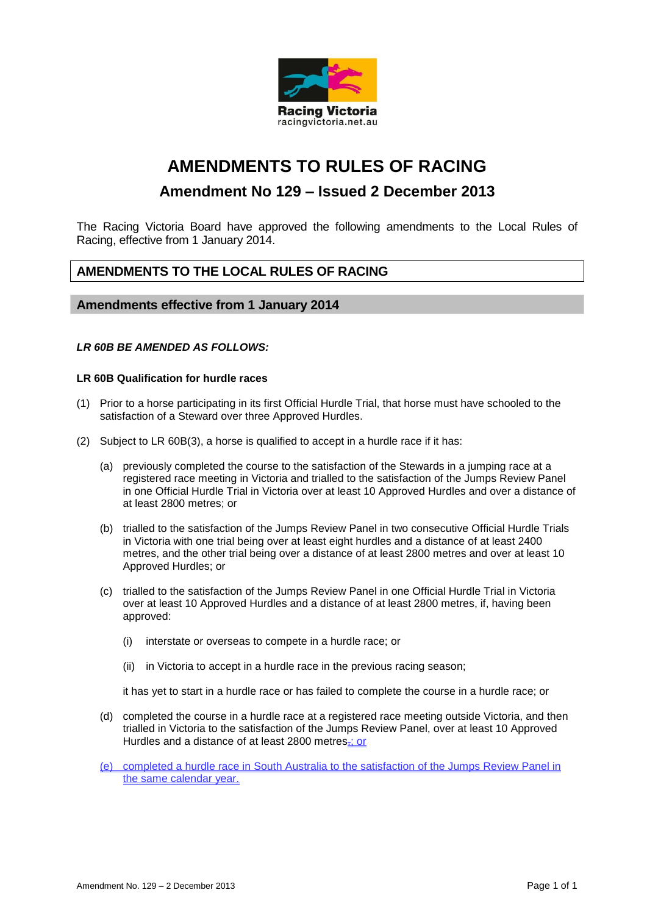Racing Victoria
racingvictoria.net.au

# AMENDMENTS TO RULES OF RACING

## Amendment No 129 – Issued 2 December 2013

The Racing Victoria Board have approved the following amendments to the Local Rules of Racing, effective from 1 January 2014.

## AMENDMENTS TO THE LOCAL RULES OF RACING

### Amendments effective from 1 January 2014

***LR 60B BE AMENDED AS FOLLOWS:***

**LR 60B Qualification for hurdle races**

(1) Prior to a horse participating in its first Official Hurdle Trial, that horse must have schooled to the satisfaction of a Steward over three Approved Hurdles.

(2) Subject to LR 60B(3), a horse is qualified to accept in a hurdle race if it has:

(a) previously completed the course to the satisfaction of the Stewards in a jumping race at a registered race meeting in Victoria and trialled to the satisfaction of the Jumps Review Panel in one Official Hurdle Trial in Victoria over at least 10 Approved Hurdles and over a distance of at least 2800 metres; or

(b) trialled to the satisfaction of the Jumps Review Panel in two consecutive Official Hurdle Trials in Victoria with one trial being over at least eight hurdles and a distance of at least 2400 metres, and the other trial being over a distance of at least 2800 metres and over at least 10 Approved Hurdles; or

(c) trialled to the satisfaction of the Jumps Review Panel in one Official Hurdle Trial in Victoria over at least 10 Approved Hurdles and a distance of at least 2800 metres, if, having been approved:

(i) interstate or overseas to compete in a hurdle race; or

(ii) in Victoria to accept in a hurdle race in the previous racing season;

it has yet to start in a hurdle race or has failed to complete the course in a hurdle race; or

(d) completed the course in a hurdle race at a registered race meeting outside Victoria, and then trialled in Victoria to the satisfaction of the Jumps Review Panel, over at least 10 Approved Hurdles and a distance of at least 2800 metres~~.~~; or

(e) completed a hurdle race in South Australia to the satisfaction of the Jumps Review Panel in the same calendar year.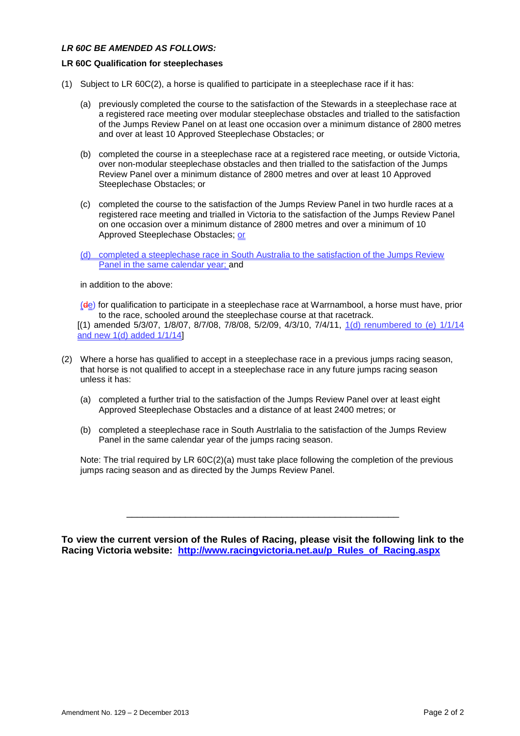***LR 60C BE AMENDED AS FOLLOWS:***

**LR 60C Qualification for steeplechases**

(1) Subject to LR 60C(2), a horse is qualified to participate in a steeplechase race if it has:

(a) previously completed the course to the satisfaction of the Stewards in a steeplechase race at a registered race meeting over modular steeplechase obstacles and trialled to the satisfaction of the Jumps Review Panel on at least one occasion over a minimum distance of 2800 metres and over at least 10 Approved Steeplechase Obstacles; or

(b) completed the course in a steeplechase race at a registered race meeting, or outside Victoria, over non-modular steeplechase obstacles and then trialled to the satisfaction of the Jumps Review Panel over a minimum distance of 2800 metres and over at least 10 Approved Steeplechase Obstacles; or

(c) completed the course to the satisfaction of the Jumps Review Panel in two hurdle races at a registered race meeting and trialled in Victoria to the satisfaction of the Jumps Review Panel on one occasion over a minimum distance of 2800 metres and over a minimum of 10 Approved Steeplechase Obstacles; or

(d) completed a steeplechase race in South Australia to the satisfaction of the Jumps Review Panel in the same calendar year; and

in addition to the above:

(~~d~~e) for qualification to participate in a steeplechase race at Warrnambool, a horse must have, prior to the race, schooled around the steeplechase course at that racetrack.

[(1) amended 5/3/07, 1/8/07, 8/7/08, 7/8/08, 5/2/09, 4/3/10, 7/4/11, 1(d) renumbered to (e) 1/1/14 and new 1(d) added 1/1/14]

(2) Where a horse has qualified to accept in a steeplechase race in a previous jumps racing season, that horse is not qualified to accept in a steeplechase race in any future jumps racing season unless it has:

(a) completed a further trial to the satisfaction of the Jumps Review Panel over at least eight Approved Steeplechase Obstacles and a distance of at least 2400 metres; or

(b) completed a steeplechase race in South Austrlalia to the satisfaction of the Jumps Review Panel in the same calendar year of the jumps racing season.

Note: The trial required by LR 60C(2)(a) must take place following the completion of the previous jumps racing season and as directed by the Jumps Review Panel.

---

**To view the current version of the Rules of Racing, please visit the following link to the Racing Victoria website: http://www.racingvictoria.net.au/p_Rules_of_Racing.aspx**

Amendment No. 129 – 2 December 2013